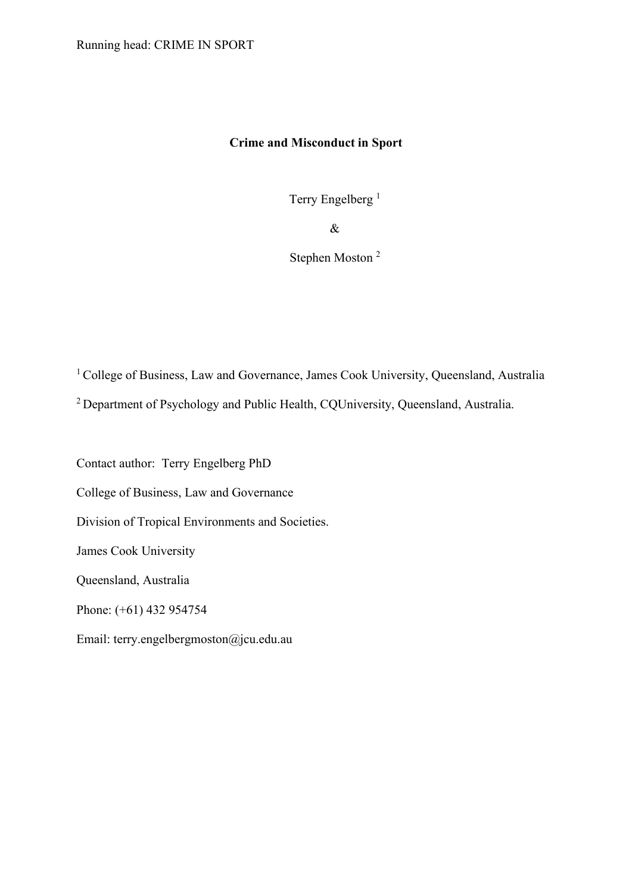# Crime and Misconduct in Sport

Terry Engelberg [1]

&

Stephen Moston [2]

[1] College of Business, Law and Governance, James Cook University, Queensland, Australia

[2] Department of Psychology and Public Health, CQUniversity, Queensland, Australia.

Contact author: Terry Engelberg PhD

College of Business, Law and Governance

Division of Tropical Environments and Societies.

James Cook University

Queensland, Australia

Phone: (+61) 432 954754

Email: terry.engelbergmoston@jcu.edu.au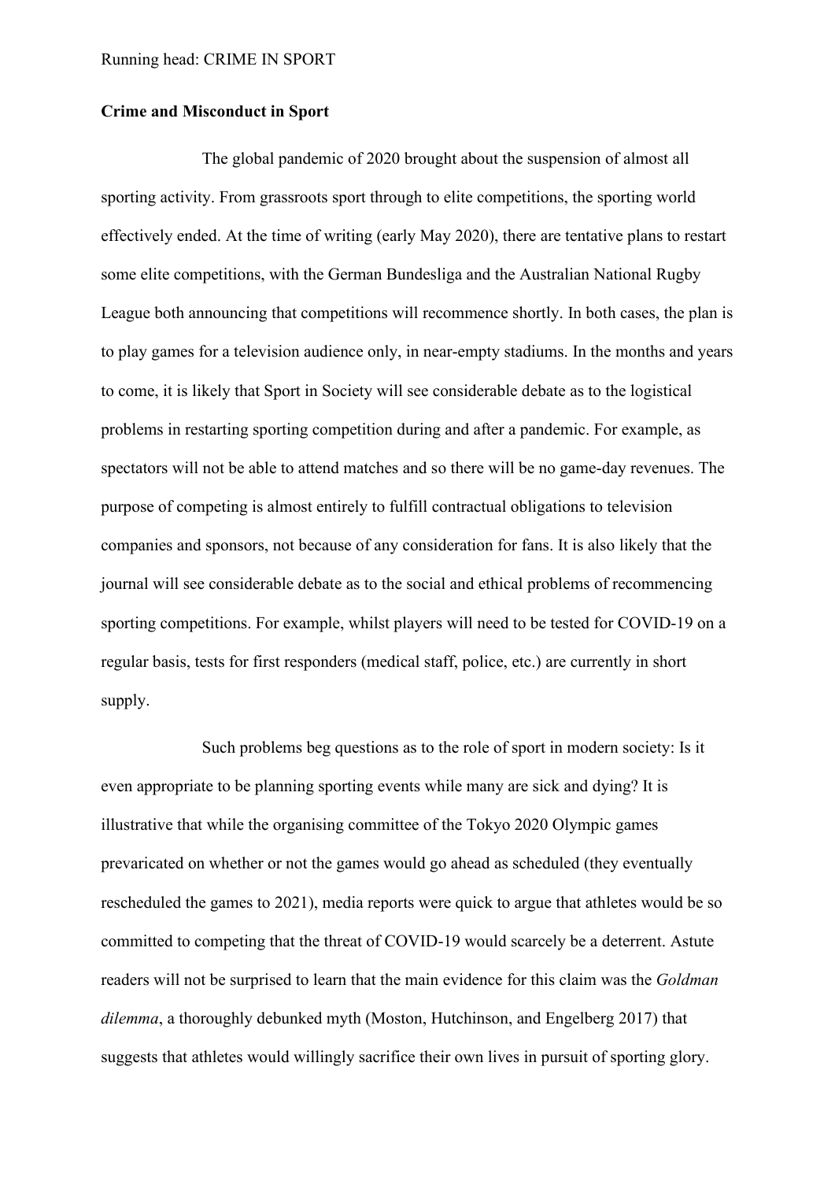**Crime and Misconduct in Sport**

The global pandemic of 2020 brought about the suspension of almost all sporting activity. From grassroots sport through to elite competitions, the sporting world effectively ended. At the time of writing (early May 2020), there are tentative plans to restart some elite competitions, with the German Bundesliga and the Australian National Rugby League both announcing that competitions will recommence shortly. In both cases, the plan is to play games for a television audience only, in near-empty stadiums. In the months and years to come, it is likely that Sport in Society will see considerable debate as to the logistical problems in restarting sporting competition during and after a pandemic. For example, as spectators will not be able to attend matches and so there will be no game-day revenues. The purpose of competing is almost entirely to fulfill contractual obligations to television companies and sponsors, not because of any consideration for fans. It is also likely that the journal will see considerable debate as to the social and ethical problems of recommencing sporting competitions. For example, whilst players will need to be tested for COVID-19 on a regular basis, tests for first responders (medical staff, police, etc.) are currently in short supply.

Such problems beg questions as to the role of sport in modern society: Is it even appropriate to be planning sporting events while many are sick and dying? It is illustrative that while the organising committee of the Tokyo 2020 Olympic games prevaricated on whether or not the games would go ahead as scheduled (they eventually rescheduled the games to 2021), media reports were quick to argue that athletes would be so committed to competing that the threat of COVID-19 would scarcely be a deterrent. Astute readers will not be surprised to learn that the main evidence for this claim was the *Goldman dilemma*, a thoroughly debunked myth (Moston, Hutchinson, and Engelberg 2017) that suggests that athletes would willingly sacrifice their own lives in pursuit of sporting glory.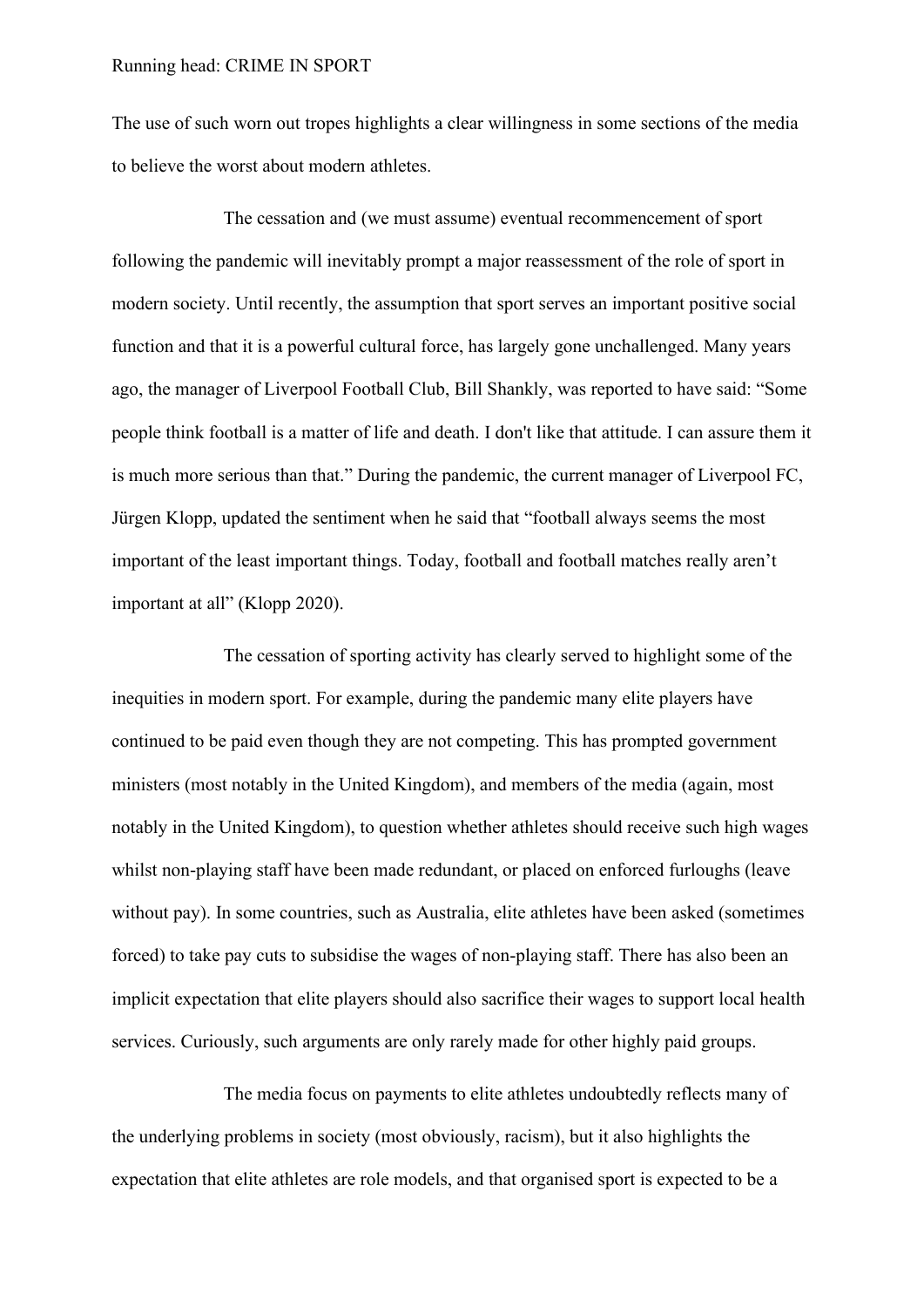The use of such worn out tropes highlights a clear willingness in some sections of the media to believe the worst about modern athletes.

The cessation and (we must assume) eventual recommencement of sport following the pandemic will inevitably prompt a major reassessment of the role of sport in modern society. Until recently, the assumption that sport serves an important positive social function and that it is a powerful cultural force, has largely gone unchallenged. Many years ago, the manager of Liverpool Football Club, Bill Shankly, was reported to have said: "Some people think football is a matter of life and death. I don't like that attitude. I can assure them it is much more serious than that." During the pandemic, the current manager of Liverpool FC, Jürgen Klopp, updated the sentiment when he said that "football always seems the most important of the least important things. Today, football and football matches really aren't important at all" (Klopp 2020).

The cessation of sporting activity has clearly served to highlight some of the inequities in modern sport. For example, during the pandemic many elite players have continued to be paid even though they are not competing. This has prompted government ministers (most notably in the United Kingdom), and members of the media (again, most notably in the United Kingdom), to question whether athletes should receive such high wages whilst non-playing staff have been made redundant, or placed on enforced furloughs (leave without pay). In some countries, such as Australia, elite athletes have been asked (sometimes forced) to take pay cuts to subsidise the wages of non-playing staff. There has also been an implicit expectation that elite players should also sacrifice their wages to support local health services. Curiously, such arguments are only rarely made for other highly paid groups.

The media focus on payments to elite athletes undoubtedly reflects many of the underlying problems in society (most obviously, racism), but it also highlights the expectation that elite athletes are role models, and that organised sport is expected to be a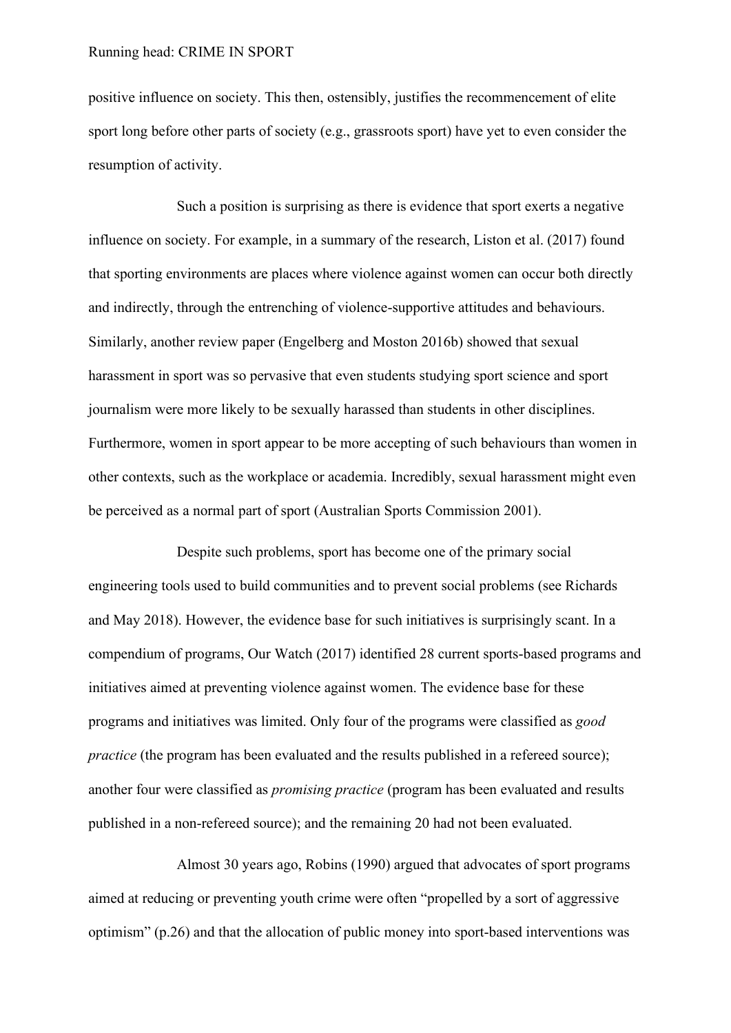positive influence on society. This then, ostensibly, justifies the recommencement of elite sport long before other parts of society (e.g., grassroots sport) have yet to even consider the resumption of activity.

Such a position is surprising as there is evidence that sport exerts a negative influence on society. For example, in a summary of the research, Liston et al. (2017) found that sporting environments are places where violence against women can occur both directly and indirectly, through the entrenching of violence-supportive attitudes and behaviours. Similarly, another review paper (Engelberg and Moston 2016b) showed that sexual harassment in sport was so pervasive that even students studying sport science and sport journalism were more likely to be sexually harassed than students in other disciplines. Furthermore, women in sport appear to be more accepting of such behaviours than women in other contexts, such as the workplace or academia. Incredibly, sexual harassment might even be perceived as a normal part of sport (Australian Sports Commission 2001).

Despite such problems, sport has become one of the primary social engineering tools used to build communities and to prevent social problems (see Richards and May 2018). However, the evidence base for such initiatives is surprisingly scant. In a compendium of programs, Our Watch (2017) identified 28 current sports-based programs and initiatives aimed at preventing violence against women. The evidence base for these programs and initiatives was limited. Only four of the programs were classified as *good practice* (the program has been evaluated and the results published in a refereed source); another four were classified as *promising practice* (program has been evaluated and results published in a non-refereed source); and the remaining 20 had not been evaluated.

Almost 30 years ago, Robins (1990) argued that advocates of sport programs aimed at reducing or preventing youth crime were often "propelled by a sort of aggressive optimism" (p.26) and that the allocation of public money into sport-based interventions was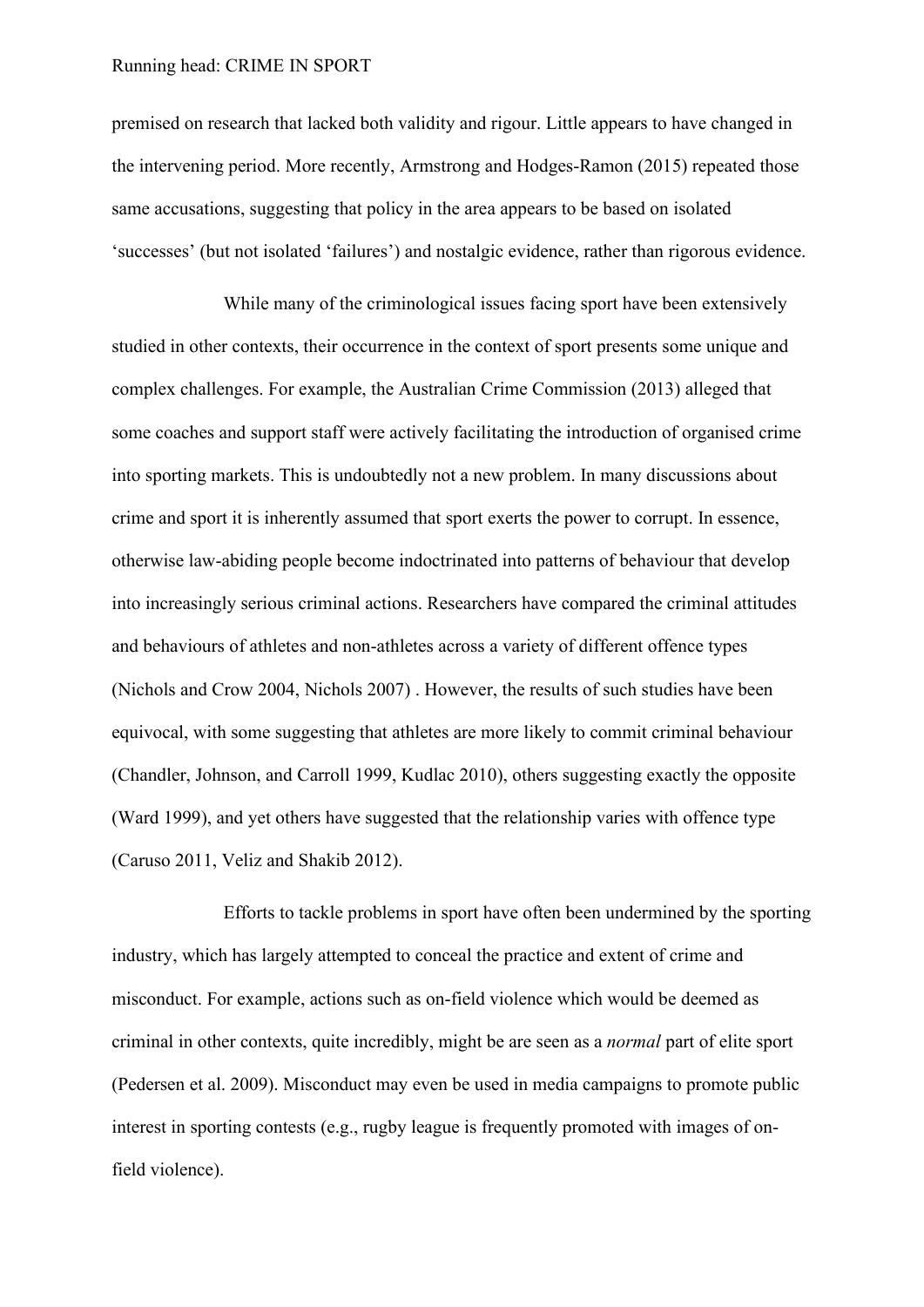premised on research that lacked both validity and rigour. Little appears to have changed in the intervening period. More recently, Armstrong and Hodges-Ramon (2015) repeated those same accusations, suggesting that policy in the area appears to be based on isolated 'successes' (but not isolated 'failures') and nostalgic evidence, rather than rigorous evidence.

While many of the criminological issues facing sport have been extensively studied in other contexts, their occurrence in the context of sport presents some unique and complex challenges. For example, the Australian Crime Commission (2013) alleged that some coaches and support staff were actively facilitating the introduction of organised crime into sporting markets. This is undoubtedly not a new problem. In many discussions about crime and sport it is inherently assumed that sport exerts the power to corrupt. In essence, otherwise law-abiding people become indoctrinated into patterns of behaviour that develop into increasingly serious criminal actions. Researchers have compared the criminal attitudes and behaviours of athletes and non-athletes across a variety of different offence types (Nichols and Crow 2004, Nichols 2007) . However, the results of such studies have been equivocal, with some suggesting that athletes are more likely to commit criminal behaviour (Chandler, Johnson, and Carroll 1999, Kudlac 2010), others suggesting exactly the opposite (Ward 1999), and yet others have suggested that the relationship varies with offence type (Caruso 2011, Veliz and Shakib 2012).

Efforts to tackle problems in sport have often been undermined by the sporting industry, which has largely attempted to conceal the practice and extent of crime and misconduct. For example, actions such as on-field violence which would be deemed as criminal in other contexts, quite incredibly, might be are seen as a *normal* part of elite sport (Pedersen et al. 2009). Misconduct may even be used in media campaigns to promote public interest in sporting contests (e.g., rugby league is frequently promoted with images of on-field violence).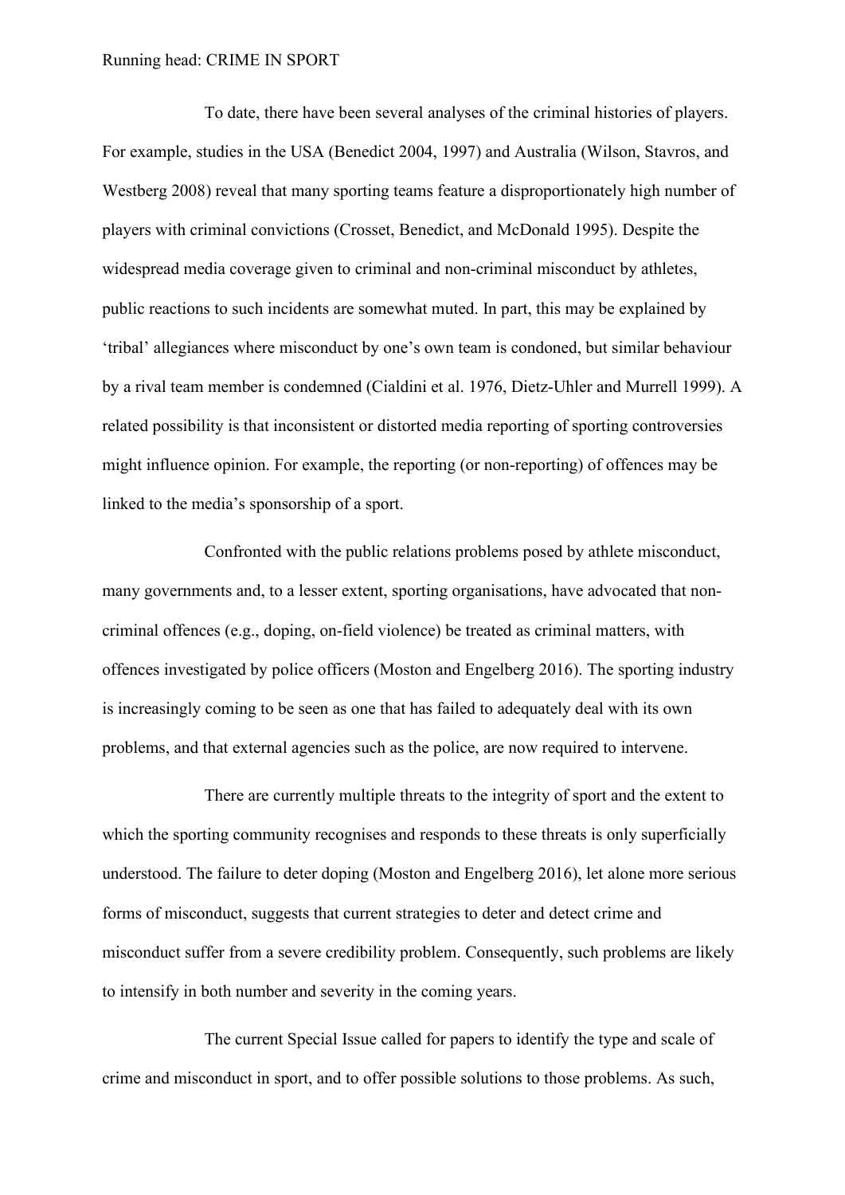To date, there have been several analyses of the criminal histories of players. For example, studies in the USA (Benedict 2004, 1997) and Australia (Wilson, Stavros, and Westberg 2008) reveal that many sporting teams feature a disproportionately high number of players with criminal convictions (Crosset, Benedict, and McDonald 1995). Despite the widespread media coverage given to criminal and non-criminal misconduct by athletes, public reactions to such incidents are somewhat muted. In part, this may be explained by 'tribal' allegiances where misconduct by one's own team is condoned, but similar behaviour by a rival team member is condemned (Cialdini et al. 1976, Dietz-Uhler and Murrell 1999). A related possibility is that inconsistent or distorted media reporting of sporting controversies might influence opinion. For example, the reporting (or non-reporting) of offences may be linked to the media's sponsorship of a sport.

Confronted with the public relations problems posed by athlete misconduct, many governments and, to a lesser extent, sporting organisations, have advocated that non-criminal offences (e.g., doping, on-field violence) be treated as criminal matters, with offences investigated by police officers (Moston and Engelberg 2016). The sporting industry is increasingly coming to be seen as one that has failed to adequately deal with its own problems, and that external agencies such as the police, are now required to intervene.

There are currently multiple threats to the integrity of sport and the extent to which the sporting community recognises and responds to these threats is only superficially understood. The failure to deter doping (Moston and Engelberg 2016), let alone more serious forms of misconduct, suggests that current strategies to deter and detect crime and misconduct suffer from a severe credibility problem. Consequently, such problems are likely to intensify in both number and severity in the coming years.

The current Special Issue called for papers to identify the type and scale of crime and misconduct in sport, and to offer possible solutions to those problems. As such,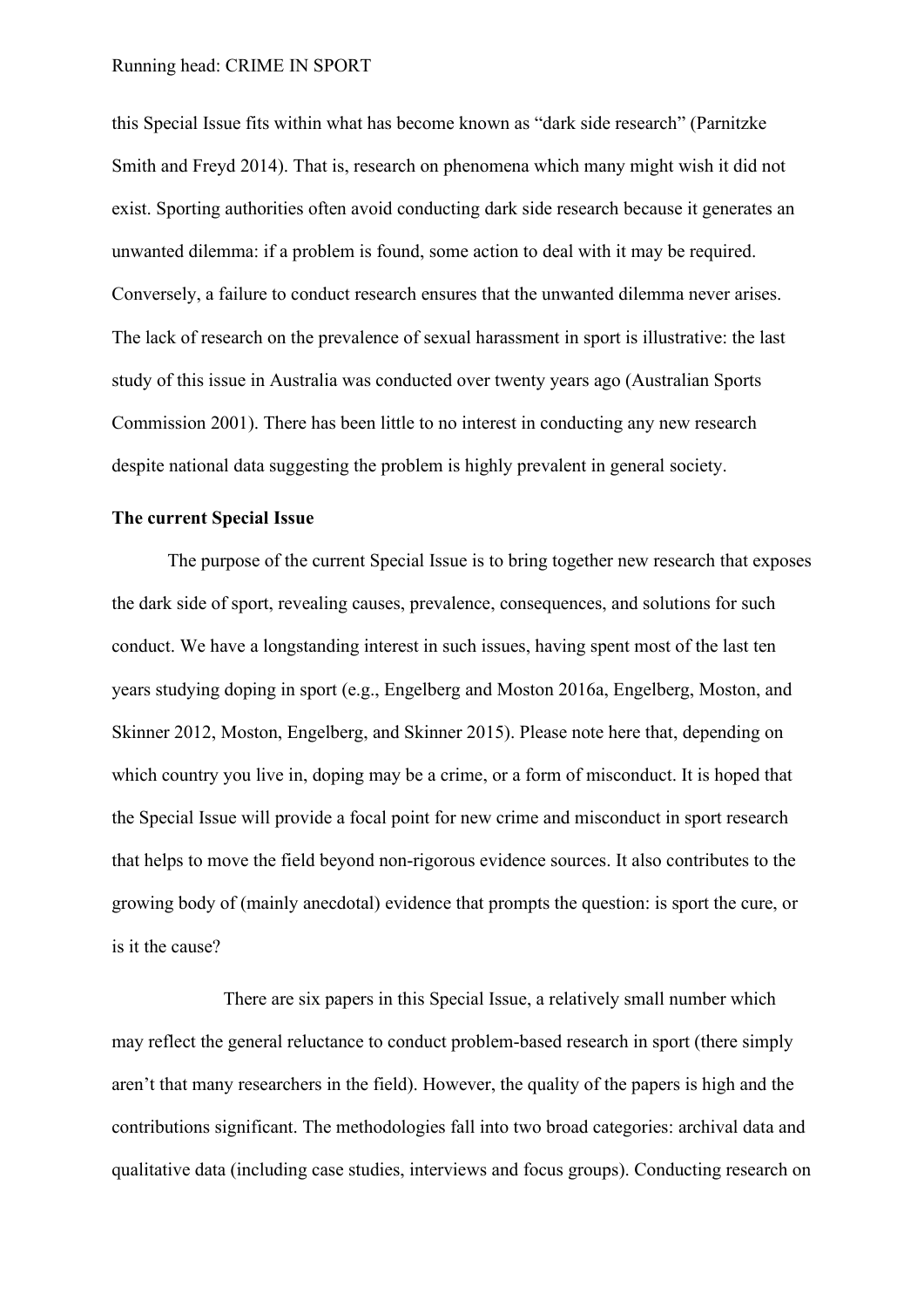this Special Issue fits within what has become known as "dark side research" (Parnitzke Smith and Freyd 2014). That is, research on phenomena which many might wish it did not exist. Sporting authorities often avoid conducting dark side research because it generates an unwanted dilemma: if a problem is found, some action to deal with it may be required. Conversely, a failure to conduct research ensures that the unwanted dilemma never arises. The lack of research on the prevalence of sexual harassment in sport is illustrative: the last study of this issue in Australia was conducted over twenty years ago (Australian Sports Commission 2001). There has been little to no interest in conducting any new research despite national data suggesting the problem is highly prevalent in general society.

**The current Special Issue**

The purpose of the current Special Issue is to bring together new research that exposes the dark side of sport, revealing causes, prevalence, consequences, and solutions for such conduct. We have a longstanding interest in such issues, having spent most of the last ten years studying doping in sport (e.g., Engelberg and Moston 2016a, Engelberg, Moston, and Skinner 2012, Moston, Engelberg, and Skinner 2015). Please note here that, depending on which country you live in, doping may be a crime, or a form of misconduct. It is hoped that the Special Issue will provide a focal point for new crime and misconduct in sport research that helps to move the field beyond non-rigorous evidence sources. It also contributes to the growing body of (mainly anecdotal) evidence that prompts the question: is sport the cure, or is it the cause?

There are six papers in this Special Issue, a relatively small number which may reflect the general reluctance to conduct problem-based research in sport (there simply aren't that many researchers in the field). However, the quality of the papers is high and the contributions significant. The methodologies fall into two broad categories: archival data and qualitative data (including case studies, interviews and focus groups). Conducting research on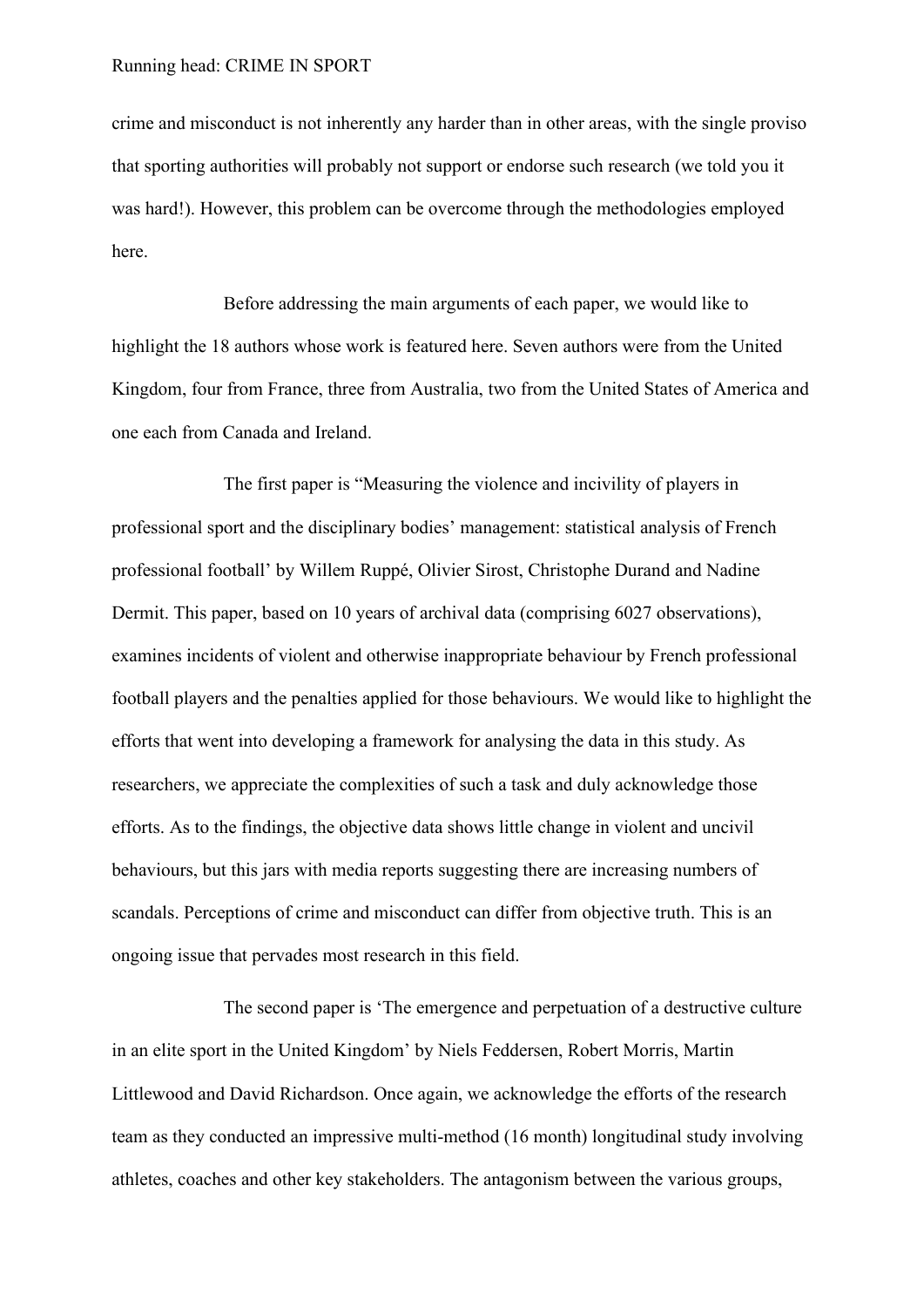crime and misconduct is not inherently any harder than in other areas, with the single proviso that sporting authorities will probably not support or endorse such research (we told you it was hard!). However, this problem can be overcome through the methodologies employed here.

Before addressing the main arguments of each paper, we would like to highlight the 18 authors whose work is featured here. Seven authors were from the United Kingdom, four from France, three from Australia, two from the United States of America and one each from Canada and Ireland.

The first paper is "Measuring the violence and incivility of players in professional sport and the disciplinary bodies' management: statistical analysis of French professional football' by Willem Ruppé, Olivier Sirost, Christophe Durand and Nadine Dermit. This paper, based on 10 years of archival data (comprising 6027 observations), examines incidents of violent and otherwise inappropriate behaviour by French professional football players and the penalties applied for those behaviours. We would like to highlight the efforts that went into developing a framework for analysing the data in this study. As researchers, we appreciate the complexities of such a task and duly acknowledge those efforts. As to the findings, the objective data shows little change in violent and uncivil behaviours, but this jars with media reports suggesting there are increasing numbers of scandals. Perceptions of crime and misconduct can differ from objective truth. This is an ongoing issue that pervades most research in this field.

The second paper is 'The emergence and perpetuation of a destructive culture in an elite sport in the United Kingdom' by Niels Feddersen, Robert Morris, Martin Littlewood and David Richardson. Once again, we acknowledge the efforts of the research team as they conducted an impressive multi-method (16 month) longitudinal study involving athletes, coaches and other key stakeholders. The antagonism between the various groups,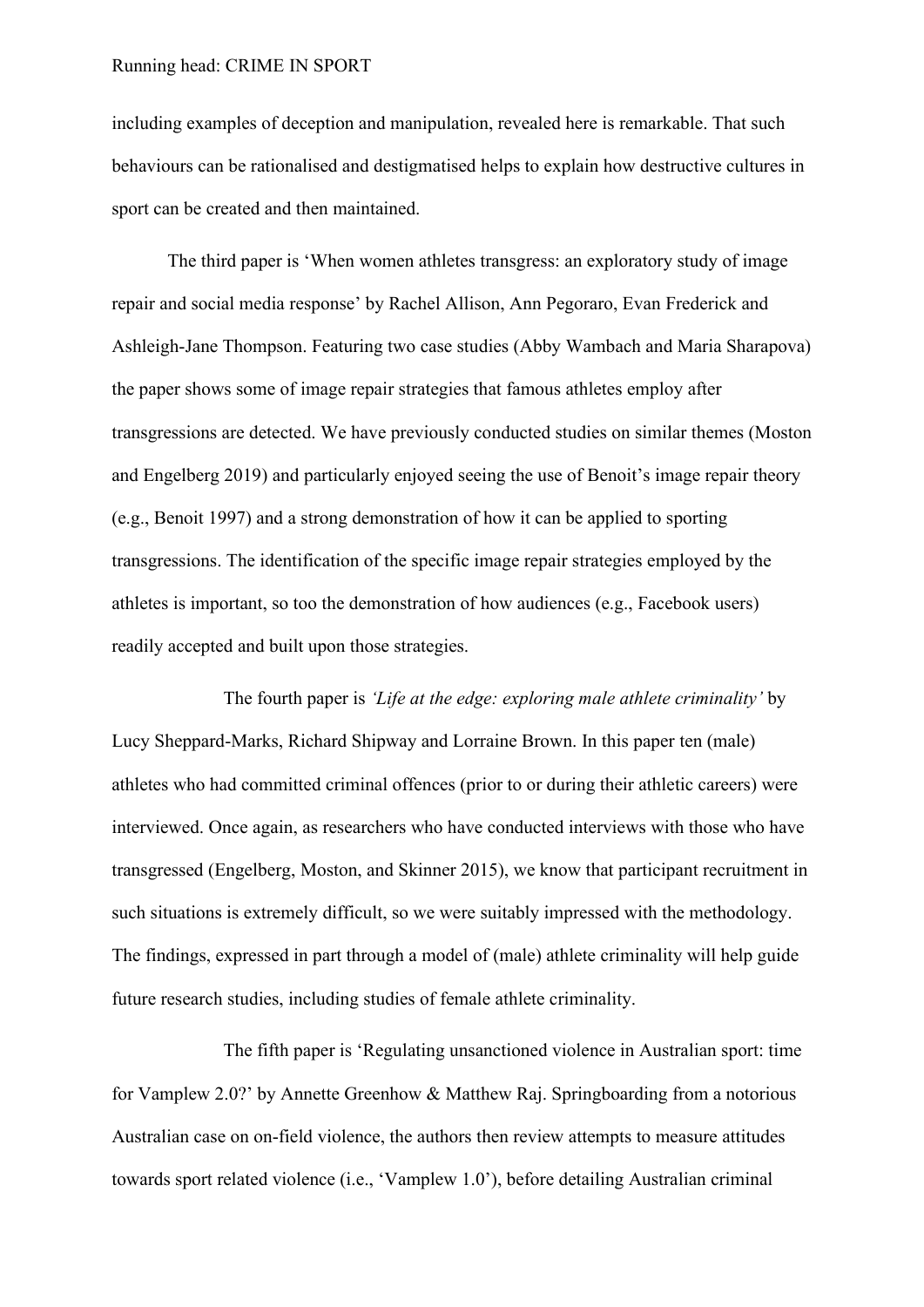including examples of deception and manipulation, revealed here is remarkable. That such behaviours can be rationalised and destigmatised helps to explain how destructive cultures in sport can be created and then maintained.

The third paper is 'When women athletes transgress: an exploratory study of image repair and social media response' by Rachel Allison, Ann Pegoraro, Evan Frederick and Ashleigh-Jane Thompson. Featuring two case studies (Abby Wambach and Maria Sharapova) the paper shows some of image repair strategies that famous athletes employ after transgressions are detected. We have previously conducted studies on similar themes (Moston and Engelberg 2019) and particularly enjoyed seeing the use of Benoit's image repair theory (e.g., Benoit 1997) and a strong demonstration of how it can be applied to sporting transgressions. The identification of the specific image repair strategies employed by the athletes is important, so too the demonstration of how audiences (e.g., Facebook users) readily accepted and built upon those strategies.

The fourth paper is *'Life at the edge: exploring male athlete criminality'* by Lucy Sheppard-Marks, Richard Shipway and Lorraine Brown. In this paper ten (male) athletes who had committed criminal offences (prior to or during their athletic careers) were interviewed. Once again, as researchers who have conducted interviews with those who have transgressed (Engelberg, Moston, and Skinner 2015), we know that participant recruitment in such situations is extremely difficult, so we were suitably impressed with the methodology. The findings, expressed in part through a model of (male) athlete criminality will help guide future research studies, including studies of female athlete criminality.

The fifth paper is 'Regulating unsanctioned violence in Australian sport: time for Vamplew 2.0?' by Annette Greenhow & Matthew Raj. Springboarding from a notorious Australian case on on-field violence, the authors then review attempts to measure attitudes towards sport related violence (i.e., 'Vamplew 1.0'), before detailing Australian criminal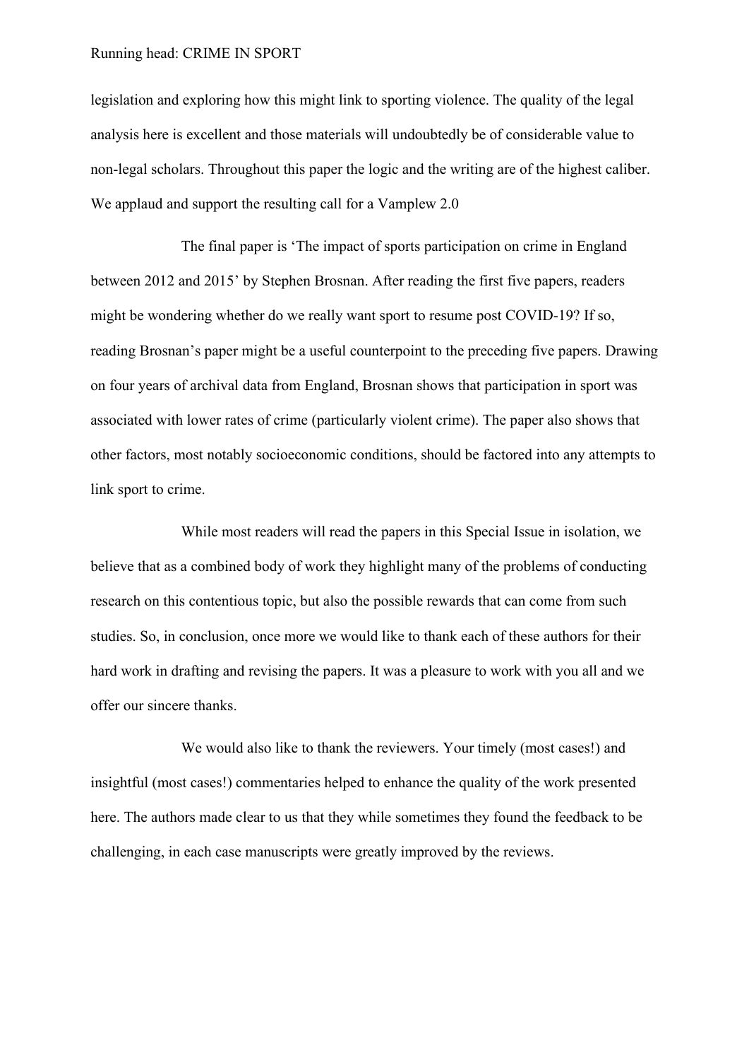legislation and exploring how this might link to sporting violence. The quality of the legal analysis here is excellent and those materials will undoubtedly be of considerable value to non-legal scholars. Throughout this paper the logic and the writing are of the highest caliber. We applaud and support the resulting call for a Vamplew 2.0

The final paper is 'The impact of sports participation on crime in England between 2012 and 2015' by Stephen Brosnan. After reading the first five papers, readers might be wondering whether do we really want sport to resume post COVID-19? If so, reading Brosnan's paper might be a useful counterpoint to the preceding five papers. Drawing on four years of archival data from England, Brosnan shows that participation in sport was associated with lower rates of crime (particularly violent crime). The paper also shows that other factors, most notably socioeconomic conditions, should be factored into any attempts to link sport to crime.

While most readers will read the papers in this Special Issue in isolation, we believe that as a combined body of work they highlight many of the problems of conducting research on this contentious topic, but also the possible rewards that can come from such studies. So, in conclusion, once more we would like to thank each of these authors for their hard work in drafting and revising the papers. It was a pleasure to work with you all and we offer our sincere thanks.

We would also like to thank the reviewers. Your timely (most cases!) and insightful (most cases!) commentaries helped to enhance the quality of the work presented here. The authors made clear to us that they while sometimes they found the feedback to be challenging, in each case manuscripts were greatly improved by the reviews.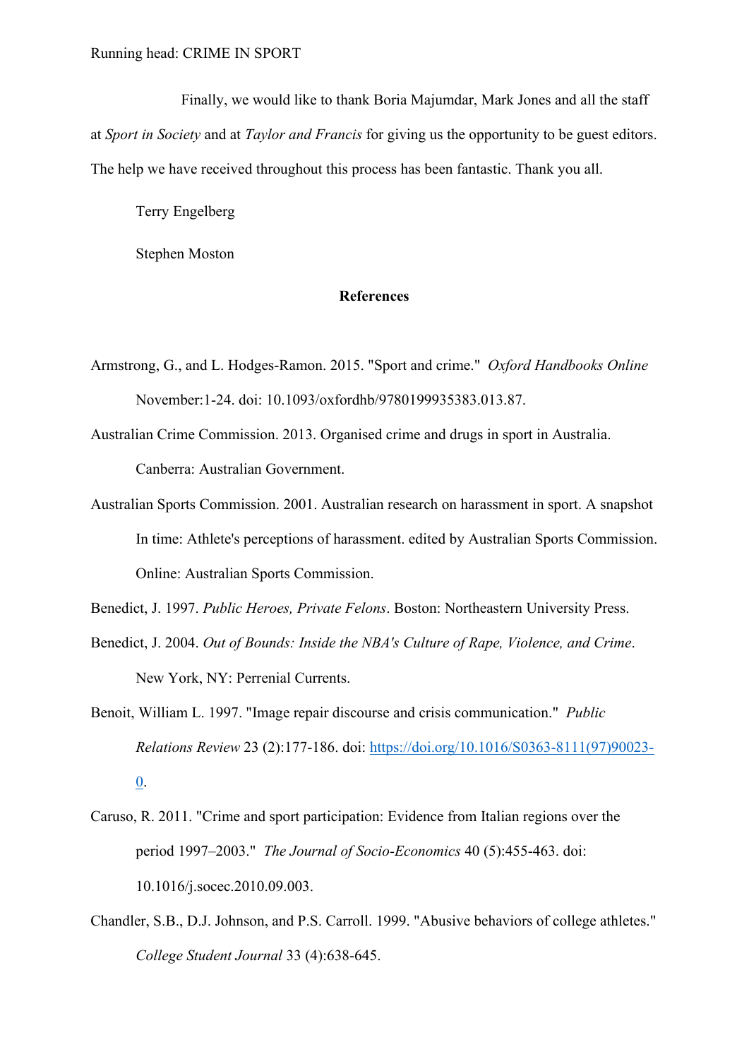Finally, we would like to thank Boria Majumdar, Mark Jones and all the staff at *Sport in Society* and at *Taylor and Francis* for giving us the opportunity to be guest editors. The help we have received throughout this process has been fantastic. Thank you all.

Terry Engelberg

Stephen Moston

## References

Armstrong, G., and L. Hodges-Ramon. 2015. "Sport and crime." *Oxford Handbooks Online* November:1-24. doi: 10.1093/oxfordhb/9780199935383.013.87.

Australian Crime Commission. 2013. Organised crime and drugs in sport in Australia. Canberra: Australian Government.

Australian Sports Commission. 2001. Australian research on harassment in sport. A snapshot In time: Athlete's perceptions of harassment. edited by Australian Sports Commission. Online: Australian Sports Commission.

Benedict, J. 1997. *Public Heroes, Private Felons*. Boston: Northeastern University Press.

Benedict, J. 2004. *Out of Bounds: Inside the NBA's Culture of Rape, Violence, and Crime*. New York, NY: Perrenial Currents.

Benoit, William L. 1997. "Image repair discourse and crisis communication." *Public Relations Review* 23 (2):177-186. doi: https://doi.org/10.1016/S0363-8111(97)90023-0.

Caruso, R. 2011. "Crime and sport participation: Evidence from Italian regions over the period 1997–2003." *The Journal of Socio-Economics* 40 (5):455-463. doi: 10.1016/j.socec.2010.09.003.

Chandler, S.B., D.J. Johnson, and P.S. Carroll. 1999. "Abusive behaviors of college athletes." *College Student Journal* 33 (4):638-645.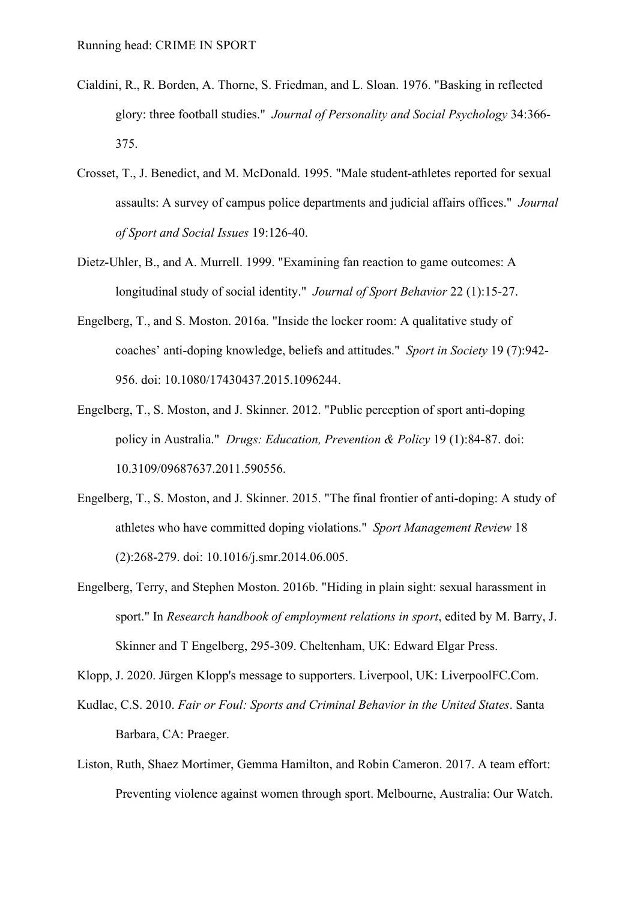Cialdini, R., R. Borden, A. Thorne, S. Friedman, and L. Sloan. 1976. "Basking in reflected glory: three football studies." *Journal of Personality and Social Psychology* 34:366-375.

Crosset, T., J. Benedict, and M. McDonald. 1995. "Male student-athletes reported for sexual assaults: A survey of campus police departments and judicial affairs offices." *Journal of Sport and Social Issues* 19:126-40.

Dietz-Uhler, B., and A. Murrell. 1999. "Examining fan reaction to game outcomes: A longitudinal study of social identity." *Journal of Sport Behavior* 22 (1):15-27.

Engelberg, T., and S. Moston. 2016a. "Inside the locker room: A qualitative study of coaches' anti-doping knowledge, beliefs and attitudes." *Sport in Society* 19 (7):942-956. doi: 10.1080/17430437.2015.1096244.

Engelberg, T., S. Moston, and J. Skinner. 2012. "Public perception of sport anti-doping policy in Australia." *Drugs: Education, Prevention & Policy* 19 (1):84-87. doi: 10.3109/09687637.2011.590556.

Engelberg, T., S. Moston, and J. Skinner. 2015. "The final frontier of anti-doping: A study of athletes who have committed doping violations." *Sport Management Review* 18 (2):268-279. doi: 10.1016/j.smr.2014.06.005.

Engelberg, Terry, and Stephen Moston. 2016b. "Hiding in plain sight: sexual harassment in sport." In *Research handbook of employment relations in sport*, edited by M. Barry, J. Skinner and T Engelberg, 295-309. Cheltenham, UK: Edward Elgar Press.

Klopp, J. 2020. Jürgen Klopp's message to supporters. Liverpool, UK: LiverpoolFC.Com.

Kudlac, C.S. 2010. *Fair or Foul: Sports and Criminal Behavior in the United States*. Santa Barbara, CA: Praeger.

Liston, Ruth, Shaez Mortimer, Gemma Hamilton, and Robin Cameron. 2017. A team effort: Preventing violence against women through sport. Melbourne, Australia: Our Watch.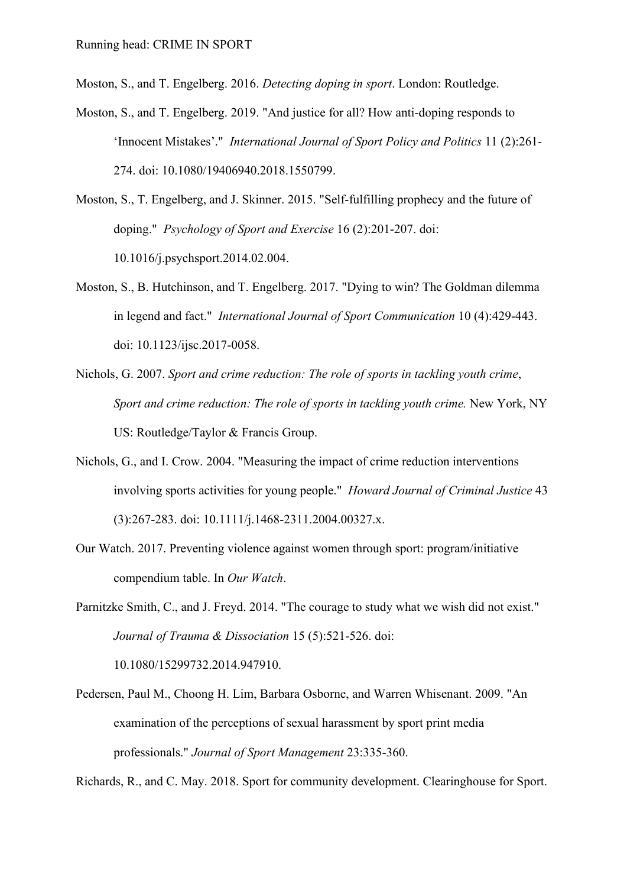Moston, S., and T. Engelberg. 2016. *Detecting doping in sport*. London: Routledge.

Moston, S., and T. Engelberg. 2019. "And justice for all? How anti-doping responds to 'Innocent Mistakes'." *International Journal of Sport Policy and Politics* 11 (2):261-274. doi: 10.1080/19406940.2018.1550799.

Moston, S., T. Engelberg, and J. Skinner. 2015. "Self-fulfilling prophecy and the future of doping." *Psychology of Sport and Exercise* 16 (2):201-207. doi: 10.1016/j.psychsport.2014.02.004.

Moston, S., B. Hutchinson, and T. Engelberg. 2017. "Dying to win? The Goldman dilemma in legend and fact." *International Journal of Sport Communication* 10 (4):429-443. doi: 10.1123/ijsc.2017-0058.

Nichols, G. 2007. *Sport and crime reduction: The role of sports in tackling youth crime*, *Sport and crime reduction: The role of sports in tackling youth crime.* New York, NY US: Routledge/Taylor & Francis Group.

Nichols, G., and I. Crow. 2004. "Measuring the impact of crime reduction interventions involving sports activities for young people." *Howard Journal of Criminal Justice* 43 (3):267-283. doi: 10.1111/j.1468-2311.2004.00327.x.

Our Watch. 2017. Preventing violence against women through sport: program/initiative compendium table. In *Our Watch*.

Parnitzke Smith, C., and J. Freyd. 2014. "The courage to study what we wish did not exist." *Journal of Trauma & Dissociation* 15 (5):521-526. doi: 10.1080/15299732.2014.947910.

Pedersen, Paul M., Choong H. Lim, Barbara Osborne, and Warren Whisenant. 2009. "An examination of the perceptions of sexual harassment by sport print media professionals." *Journal of Sport Management* 23:335-360.

Richards, R., and C. May. 2018. Sport for community development. Clearinghouse for Sport.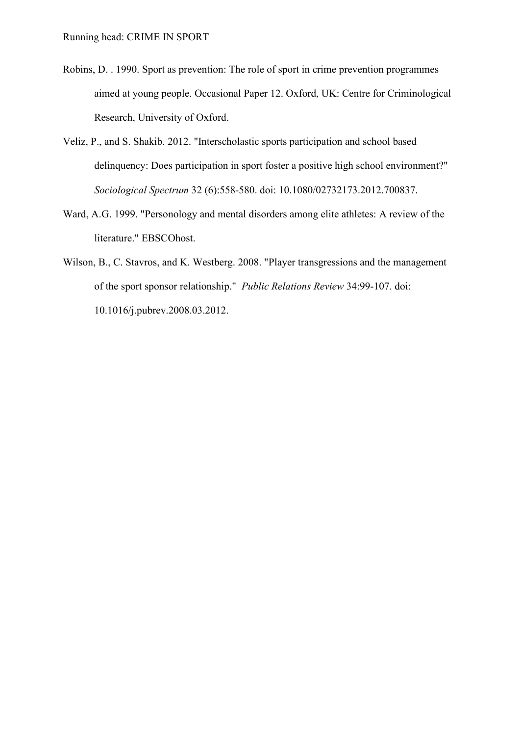Robins, D. . 1990. Sport as prevention: The role of sport in crime prevention programmes aimed at young people. Occasional Paper 12. Oxford, UK: Centre for Criminological Research, University of Oxford.

Veliz, P., and S. Shakib. 2012. "Interscholastic sports participation and school based delinquency: Does participation in sport foster a positive high school environment?" *Sociological Spectrum* 32 (6):558-580. doi: 10.1080/02732173.2012.700837.

Ward, A.G. 1999. "Personology and mental disorders among elite athletes: A review of the literature." EBSCOhost.

Wilson, B., C. Stavros, and K. Westberg. 2008. "Player transgressions and the management of the sport sponsor relationship." *Public Relations Review* 34:99-107. doi: 10.1016/j.pubrev.2008.03.2012.